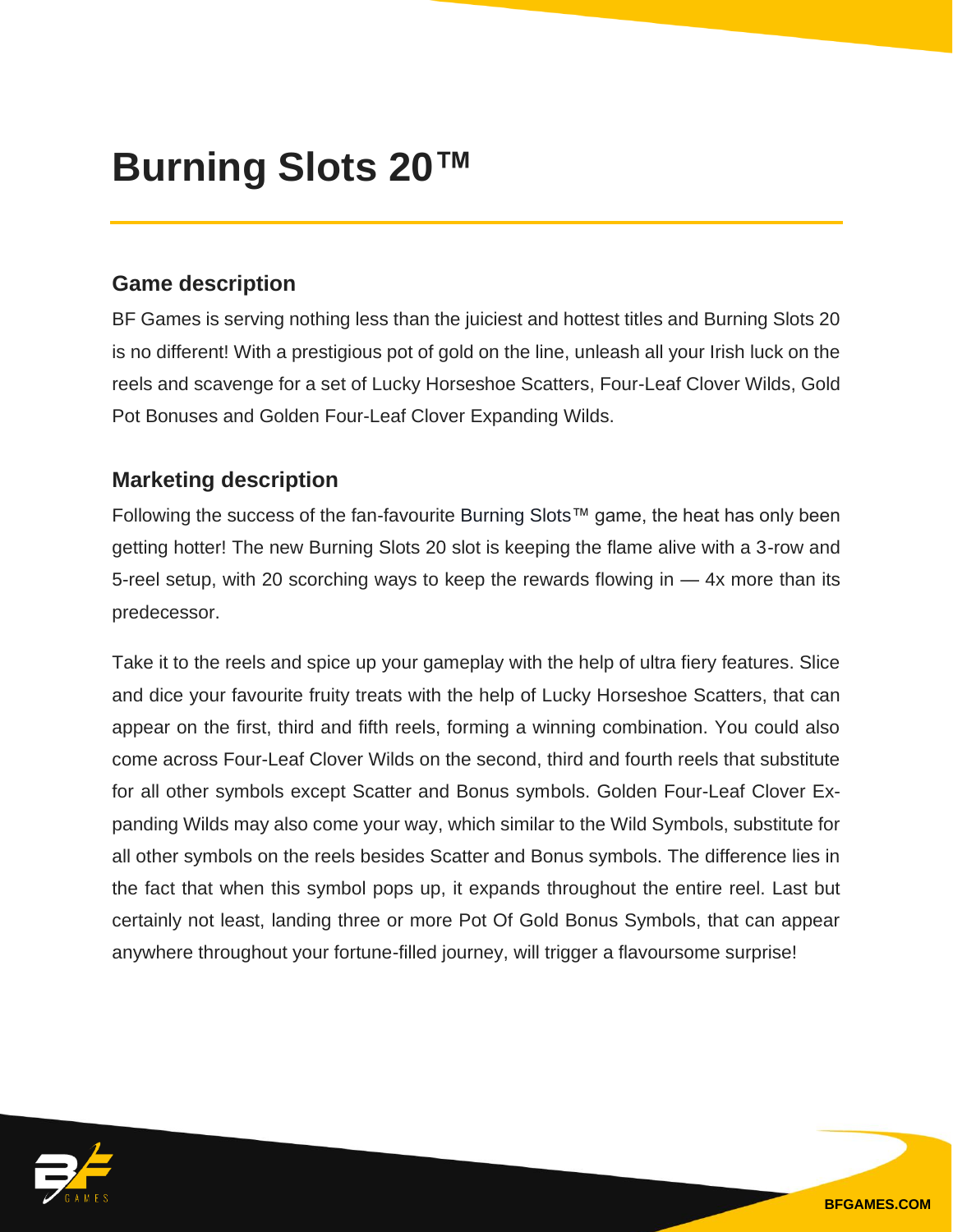# Burning Slots 20™

## Game description

BF Games is serving nothing less than the juiciest and hottest titles and Burning Slots 20 is no different! With a prestigious pot of gold on the line, unleash all your Irish luck on the reels and scavenge for a set of Lucky Horseshoe Scatters, Four-Leaf Clover Wilds, Gold Pot Bonuses and Golden Four-Leaf Clover Expanding Wilds.

## Marketing description

Following the success of the fan-favourite Burning Slots™ game, the heat has only been getting hotter! The new Burning Slots 20 slot is keeping the flame alive with a 3-row and 5-reel setup, with 20 scorching ways to keep the rewards flowing in — 4x more than its predecessor.

Take it to the reels and spice up your gameplay with the help of ultra fiery features. Slice and dice your favourite fruity treats with the help of Lucky Horseshoe Scatters, that can appear on the first, third and fifth reels, forming a winning combination. You could also come across Four-Leaf Clover Wilds on the second, third and fourth reels that substitute for all other symbols except Scatter and Bonus symbols. Golden Four-Leaf Clover Expanding Wilds may also come your way, which similar to the Wild Symbols, substitute for all other symbols on the reels besides Scatter and Bonus symbols. The difference lies in the fact that when this symbol pops up, it expands throughout the entire reel. Last but certainly not least, landing three or more Pot Of Gold Bonus Symbols, that can appear anywhere throughout your fortune-filled journey, will trigger a flavoursome surprise!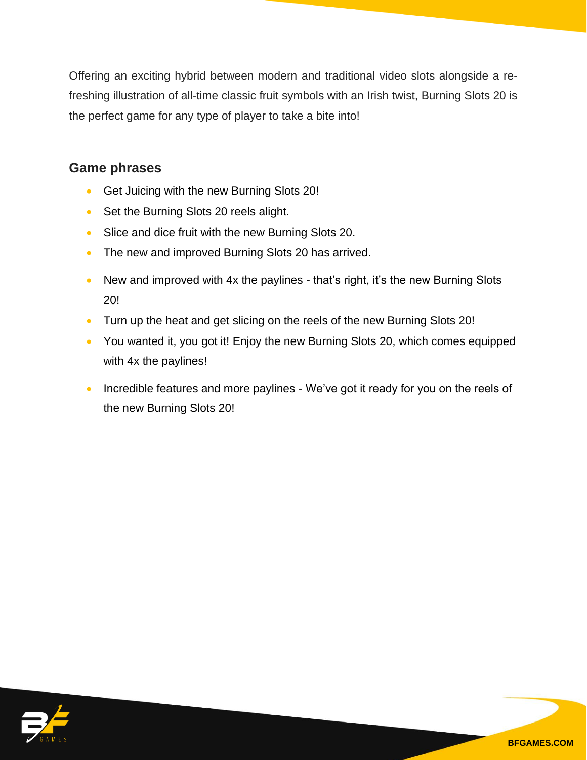Offering an exciting hybrid between modern and traditional video slots alongside a re-freshing illustration of all-time classic fruit symbols with an Irish twist, Burning Slots 20 is the perfect game for any type of player to take a bite into!

## Game phrases

- Get Juicing with the new Burning Slots 20!
- Set the Burning Slots 20 reels alight.
- Slice and dice fruit with the new Burning Slots 20.
- The new and improved Burning Slots 20 has arrived.
- New and improved with 4x the paylines - that's right, it's the new Burning Slots 20!
- Turn up the heat and get slicing on the reels of the new Burning Slots 20!
- You wanted it, you got it! Enjoy the new Burning Slots 20, which comes equipped with 4x the paylines!
- Incredible features and more paylines - We've got it ready for you on the reels of the new Burning Slots 20!